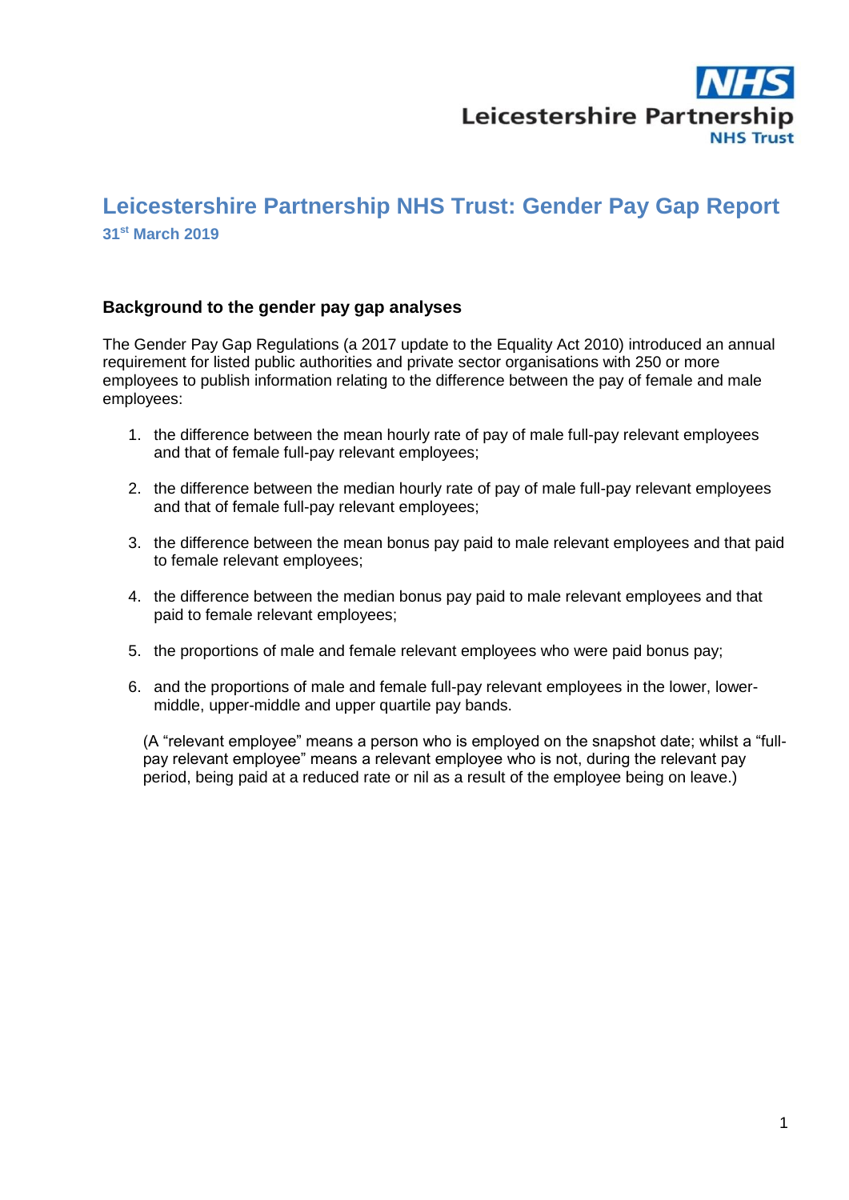NHS

Leicestershire Partnership

NHS Trust

# Leicestershire Partnership NHS Trust: Gender Pay Gap Report

**31st March 2019**

## Background to the gender pay gap analyses

The Gender Pay Gap Regulations (a 2017 update to the Equality Act 2010) introduced an annual requirement for listed public authorities and private sector organisations with 250 or more employees to publish information relating to the difference between the pay of female and male employees:

1. the difference between the mean hourly rate of pay of male full-pay relevant employees and that of female full-pay relevant employees;
2. the difference between the median hourly rate of pay of male full-pay relevant employees and that of female full-pay relevant employees;
3. the difference between the mean bonus pay paid to male relevant employees and that paid to female relevant employees;
4. the difference between the median bonus pay paid to male relevant employees and that paid to female relevant employees;
5. the proportions of male and female relevant employees who were paid bonus pay;
6. and the proportions of male and female full-pay relevant employees in the lower, lower-middle, upper-middle and upper quartile pay bands.

(A "relevant employee" means a person who is employed on the snapshot date; whilst a "full-pay relevant employee" means a relevant employee who is not, during the relevant pay period, being paid at a reduced rate or nil as a result of the employee being on leave.)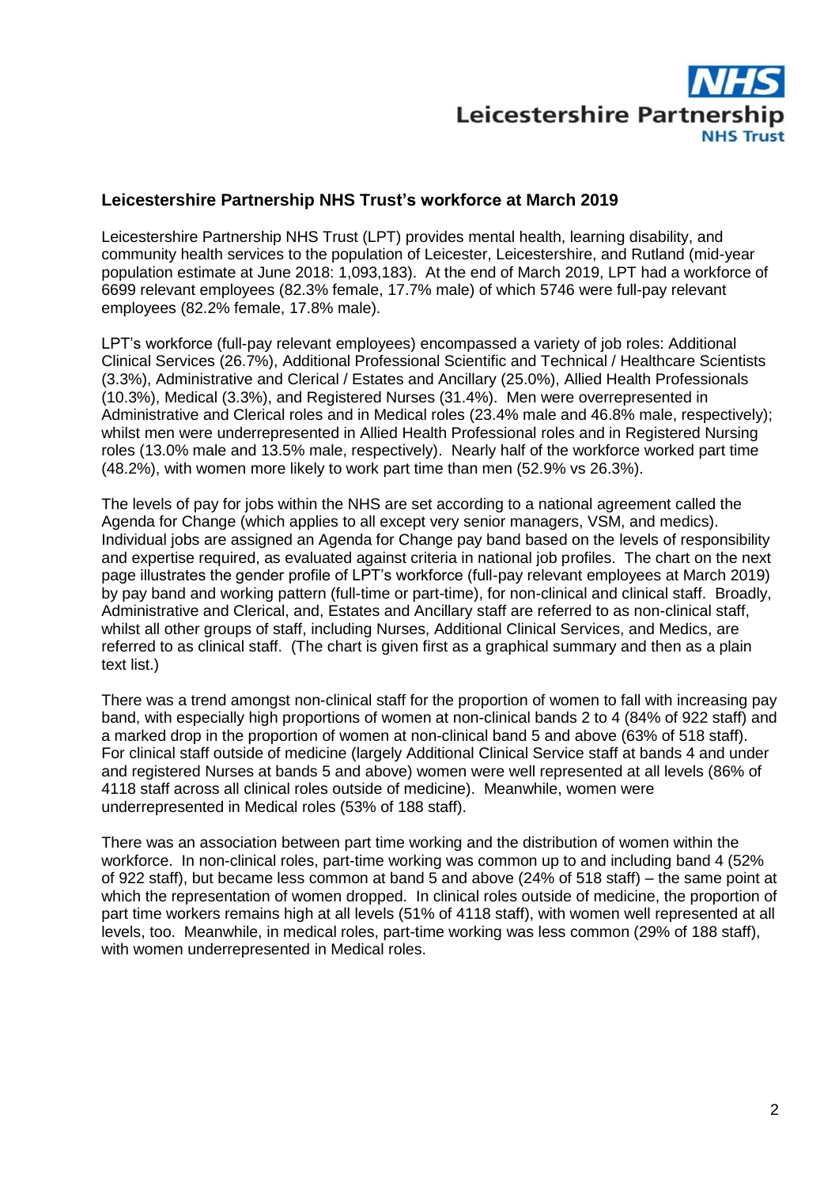## Leicestershire Partnership NHS Trust's workforce at March 2019

Leicestershire Partnership NHS Trust (LPT) provides mental health, learning disability, and community health services to the population of Leicester, Leicestershire, and Rutland (mid-year population estimate at June 2018: 1,093,183). At the end of March 2019, LPT had a workforce of 6699 relevant employees (82.3% female, 17.7% male) of which 5746 were full-pay relevant employees (82.2% female, 17.8% male).

LPT's workforce (full-pay relevant employees) encompassed a variety of job roles: Additional Clinical Services (26.7%), Additional Professional Scientific and Technical / Healthcare Scientists (3.3%), Administrative and Clerical / Estates and Ancillary (25.0%), Allied Health Professionals (10.3%), Medical (3.3%), and Registered Nurses (31.4%). Men were overrepresented in Administrative and Clerical roles and in Medical roles (23.4% male and 46.8% male, respectively); whilst men were underrepresented in Allied Health Professional roles and in Registered Nursing roles (13.0% male and 13.5% male, respectively). Nearly half of the workforce worked part time (48.2%), with women more likely to work part time than men (52.9% vs 26.3%).

The levels of pay for jobs within the NHS are set according to a national agreement called the Agenda for Change (which applies to all except very senior managers, VSM, and medics). Individual jobs are assigned an Agenda for Change pay band based on the levels of responsibility and expertise required, as evaluated against criteria in national job profiles. The chart on the next page illustrates the gender profile of LPT's workforce (full-pay relevant employees at March 2019) by pay band and working pattern (full-time or part-time), for non-clinical and clinical staff. Broadly, Administrative and Clerical, and, Estates and Ancillary staff are referred to as non-clinical staff, whilst all other groups of staff, including Nurses, Additional Clinical Services, and Medics, are referred to as clinical staff. (The chart is given first as a graphical summary and then as a plain text list.)

There was a trend amongst non-clinical staff for the proportion of women to fall with increasing pay band, with especially high proportions of women at non-clinical bands 2 to 4 (84% of 922 staff) and a marked drop in the proportion of women at non-clinical band 5 and above (63% of 518 staff). For clinical staff outside of medicine (largely Additional Clinical Service staff at bands 4 and under and registered Nurses at bands 5 and above) women were well represented at all levels (86% of 4118 staff across all clinical roles outside of medicine). Meanwhile, women were underrepresented in Medical roles (53% of 188 staff).

There was an association between part time working and the distribution of women within the workforce. In non-clinical roles, part-time working was common up to and including band 4 (52% of 922 staff), but became less common at band 5 and above (24% of 518 staff) – the same point at which the representation of women dropped. In clinical roles outside of medicine, the proportion of part time workers remains high at all levels (51% of 4118 staff), with women well represented at all levels, too. Meanwhile, in medical roles, part-time working was less common (29% of 188 staff), with women underrepresented in Medical roles.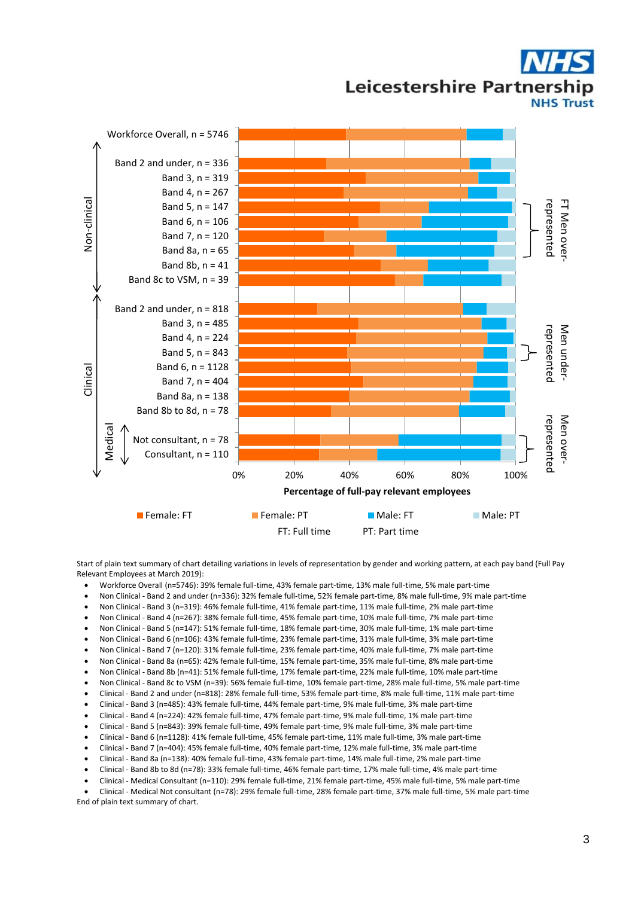Workforce Overall, n = 5746

Non-clinical:
- Band 2 and under, n = 336
- Band 3, n = 319
- Band 4, n = 267
- Band 5, n = 147
- Band 6, n = 106
- Band 7, n = 120
- Band 8a, n = 65
- Band 8b, n = 41
- Band 8c to VSM, n = 39

FT Men over-represented

Clinical:
- Band 2 and under, n = 818
- Band 3, n = 485
- Band 4, n = 224
- Band 5, n = 843
- Band 6, n = 1128
- Band 7, n = 404
- Band 8a, n = 138
- Band 8b to 8d, n = 78

Men under-represented

Medical:
- Not consultant, n = 78
- Consultant, n = 110

Men over-represented

0% 20% 40% 60% 80% 100%

Percentage of full-pay relevant employees

Female: FT | Female: PT | Male: FT | Male: PT

FT: Full time | PT: Part time

Start of plain text summary of chart detailing variations in levels of representation by gender and working pattern, at each pay band (Full Pay Relevant Employees at March 2019):

- Workforce Overall (n=5746): 39% female full-time, 43% female part-time, 13% male full-time, 5% male part-time
- Non Clinical - Band 2 and under (n=336): 32% female full-time, 52% female part-time, 8% male full-time, 9% male part-time
- Non Clinical - Band 3 (n=319): 46% female full-time, 41% female part-time, 11% male full-time, 2% male part-time
- Non Clinical - Band 4 (n=267): 38% female full-time, 45% female part-time, 10% male full-time, 7% male part-time
- Non Clinical - Band 5 (n=147): 51% female full-time, 18% female part-time, 30% male full-time, 1% male part-time
- Non Clinical - Band 6 (n=106): 43% female full-time, 23% female part-time, 31% male full-time, 3% male part-time
- Non Clinical - Band 7 (n=120): 31% female full-time, 23% female part-time, 40% male full-time, 7% male part-time
- Non Clinical - Band 8a (n=65): 42% female full-time, 15% female part-time, 35% male full-time, 8% male part-time
- Non Clinical - Band 8b (n=41): 51% female full-time, 17% female part-time, 22% male full-time, 10% male part-time
- Non Clinical - Band 8c to VSM (n=39): 56% female full-time, 10% female part-time, 28% male full-time, 5% male part-time
- Clinical - Band 2 and under (n=818): 28% female full-time, 53% female part-time, 8% male full-time, 11% male part-time
- Clinical - Band 3 (n=485): 43% female full-time, 44% female part-time, 9% male full-time, 3% male part-time
- Clinical - Band 4 (n=224): 42% female full-time, 47% female part-time, 9% male full-time, 1% male part-time
- Clinical - Band 5 (n=843): 39% female full-time, 49% female part-time, 9% male full-time, 3% male part-time
- Clinical - Band 6 (n=1128): 41% female full-time, 45% female part-time, 11% male full-time, 3% male part-time
- Clinical - Band 7 (n=404): 45% female full-time, 40% female part-time, 12% male full-time, 3% male part-time
- Clinical - Band 8a (n=138): 40% female full-time, 43% female part-time, 14% male full-time, 2% male part-time
- Clinical - Band 8b to 8d (n=78): 33% female full-time, 46% female part-time, 17% male full-time, 4% male part-time
- Clinical - Medical Consultant (n=110): 29% female full-time, 21% female part-time, 45% male full-time, 5% male part-time
- Clinical - Medical Not consultant (n=78): 29% female full-time, 28% female part-time, 37% male full-time, 5% male part-time

End of plain text summary of chart.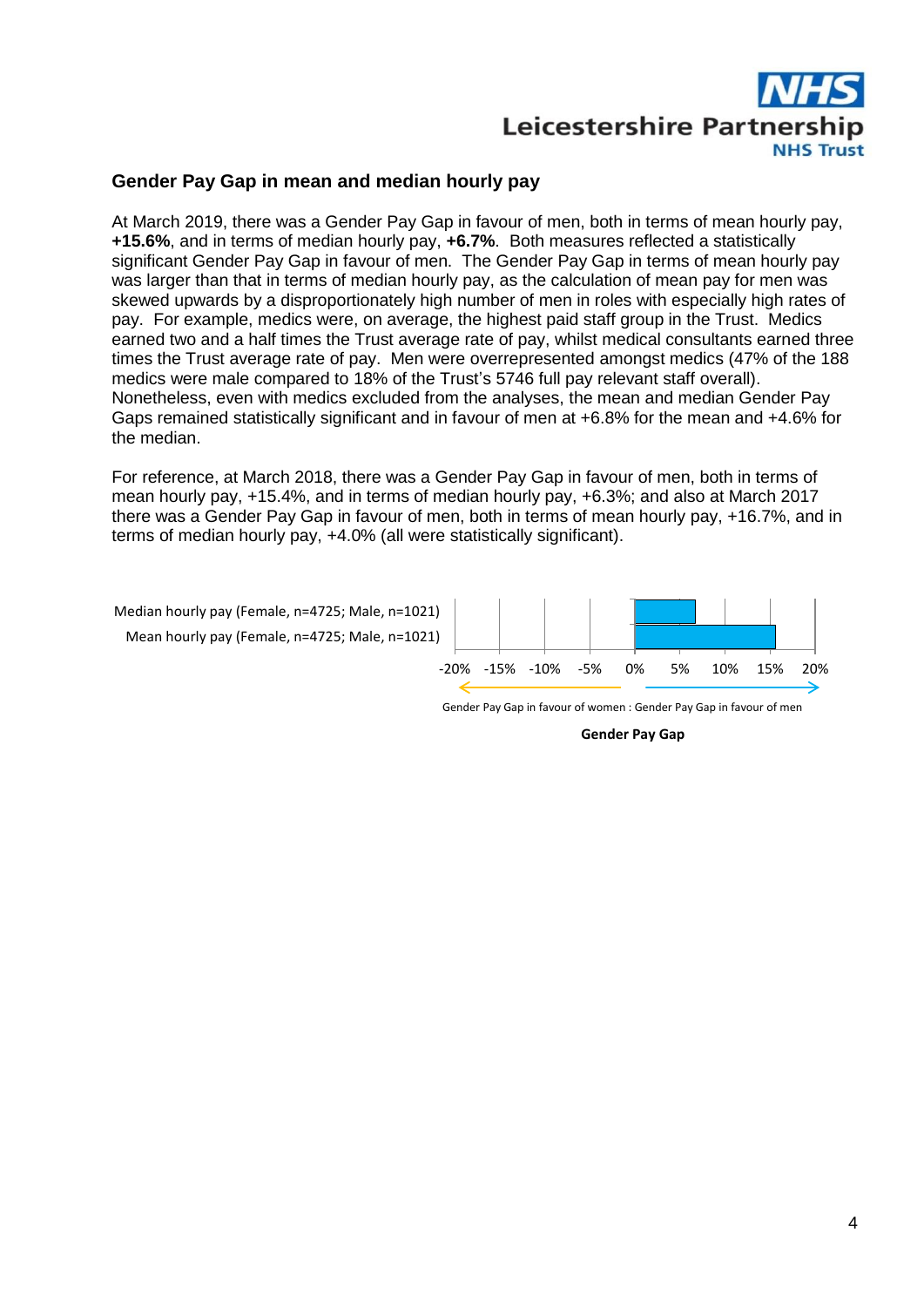## Gender Pay Gap in mean and median hourly pay

At March 2019, there was a Gender Pay Gap in favour of men, both in terms of mean hourly pay, **+15.6%**, and in terms of median hourly pay, **+6.7%**. Both measures reflected a statistically significant Gender Pay Gap in favour of men. The Gender Pay Gap in terms of mean hourly pay was larger than that in terms of median hourly pay, as the calculation of mean pay for men was skewed upwards by a disproportionately high number of men in roles with especially high rates of pay. For example, medics were, on average, the highest paid staff group in the Trust. Medics earned two and a half times the Trust average rate of pay, whilst medical consultants earned three times the Trust average rate of pay. Men were overrepresented amongst medics (47% of the 188 medics were male compared to 18% of the Trust's 5746 full pay relevant staff overall). Nonetheless, even with medics excluded from the analyses, the mean and median Gender Pay Gaps remained statistically significant and in favour of men at +6.8% for the mean and +4.6% for the median.

For reference, at March 2018, there was a Gender Pay Gap in favour of men, both in terms of mean hourly pay, +15.4%, and in terms of median hourly pay, +6.3%; and also at March 2017 there was a Gender Pay Gap in favour of men, both in terms of mean hourly pay, +16.7%, and in terms of median hourly pay, +4.0% (all were statistically significant).

| | Gender Pay Gap |
|---|---|
| Median hourly pay (Female, n=4725; Male, n=1021) | +6.7% |
| Mean hourly pay (Female, n=4725; Male, n=1021) | +15.6% |

Gender Pay Gap in favour of women : Gender Pay Gap in favour of men

**Gender Pay Gap**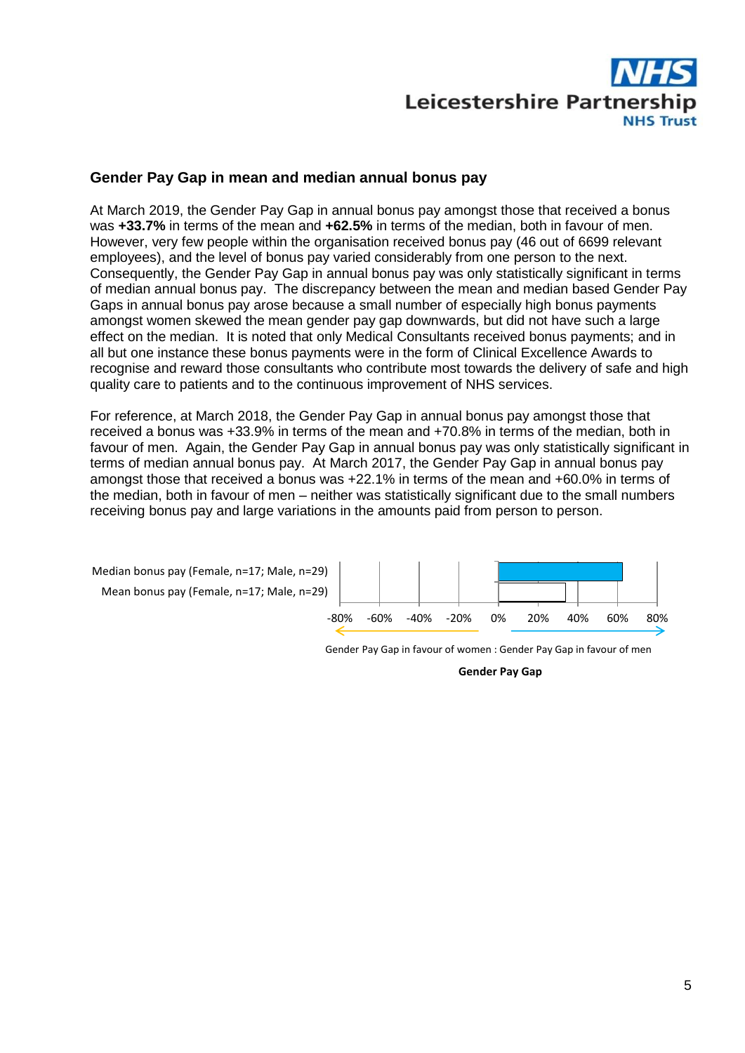### Gender Pay Gap in mean and median annual bonus pay

At March 2019, the Gender Pay Gap in annual bonus pay amongst those that received a bonus was **+33.7%** in terms of the mean and **+62.5%** in terms of the median, both in favour of men. However, very few people within the organisation received bonus pay (46 out of 6699 relevant employees), and the level of bonus pay varied considerably from one person to the next. Consequently, the Gender Pay Gap in annual bonus pay was only statistically significant in terms of median annual bonus pay. The discrepancy between the mean and median based Gender Pay Gaps in annual bonus pay arose because a small number of especially high bonus payments amongst women skewed the mean gender pay gap downwards, but did not have such a large effect on the median. It is noted that only Medical Consultants received bonus payments; and in all but one instance these bonus payments were in the form of Clinical Excellence Awards to recognise and reward those consultants who contribute most towards the delivery of safe and high quality care to patients and to the continuous improvement of NHS services.

For reference, at March 2018, the Gender Pay Gap in annual bonus pay amongst those that received a bonus was +33.9% in terms of the mean and +70.8% in terms of the median, both in favour of men. Again, the Gender Pay Gap in annual bonus pay was only statistically significant in terms of median annual bonus pay. At March 2017, the Gender Pay Gap in annual bonus pay amongst those that received a bonus was +22.1% in terms of the mean and +60.0% in terms of the median, both in favour of men – neither was statistically significant due to the small numbers receiving bonus pay and large variations in the amounts paid from person to person.

Median bonus pay (Female, n=17; Male, n=29)
Mean bonus pay (Female, n=17; Male, n=29)

-80% -60% -40% -20% 0% 20% 40% 60% 80%

Gender Pay Gap in favour of women : Gender Pay Gap in favour of men

**Gender Pay Gap**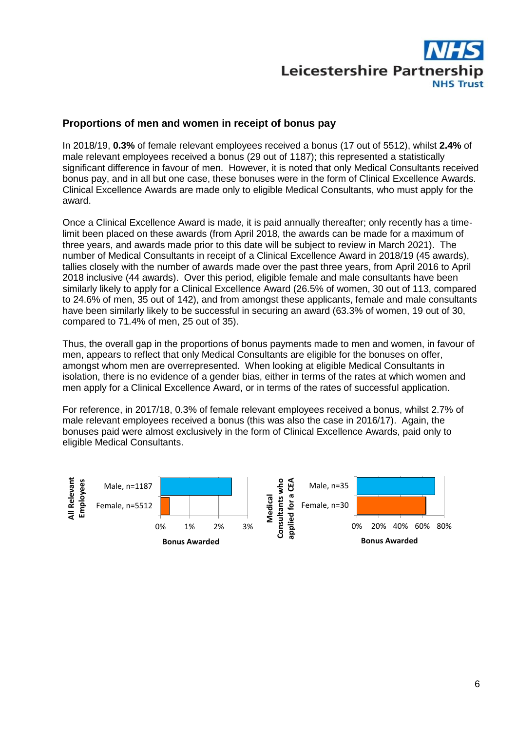## Proportions of men and women in receipt of bonus pay

In 2018/19, **0.3%** of female relevant employees received a bonus (17 out of 5512), whilst **2.4%** of male relevant employees received a bonus (29 out of 1187); this represented a statistically significant difference in favour of men. However, it is noted that only Medical Consultants received bonus pay, and in all but one case, these bonuses were in the form of Clinical Excellence Awards. Clinical Excellence Awards are made only to eligible Medical Consultants, who must apply for the award.

Once a Clinical Excellence Award is made, it is paid annually thereafter; only recently has a time-limit been placed on these awards (from April 2018, the awards can be made for a maximum of three years, and awards made prior to this date will be subject to review in March 2021). The number of Medical Consultants in receipt of a Clinical Excellence Award in 2018/19 (45 awards), tallies closely with the number of awards made over the past three years, from April 2016 to April 2018 inclusive (44 awards). Over this period, eligible female and male consultants have been similarly likely to apply for a Clinical Excellence Award (26.5% of women, 30 out of 113, compared to 24.6% of men, 35 out of 142), and from amongst these applicants, female and male consultants have been similarly likely to be successful in securing an award (63.3% of women, 19 out of 30, compared to 71.4% of men, 25 out of 35).

Thus, the overall gap in the proportions of bonus payments made to men and women, in favour of men, appears to reflect that only Medical Consultants are eligible for the bonuses on offer, amongst whom men are overrepresented. When looking at eligible Medical Consultants in isolation, there is no evidence of a gender bias, either in terms of the rates at which women and men apply for a Clinical Excellence Award, or in terms of the rates of successful application.

For reference, in 2017/18, 0.3% of female relevant employees received a bonus, whilst 2.7% of male relevant employees received a bonus (this was also the case in 2016/17). Again, the bonuses paid were almost exclusively in the form of Clinical Excellence Awards, paid only to eligible Medical Consultants.

**All Relevant Employees** — Bonus Awarded

| | Bonus Awarded |
|---|---|
| Male, n=1187 | 2.4% |
| Female, n=5512 | 0.3% |

**Medical Consultants who applied for a CEA** — Bonus Awarded

| | Bonus Awarded |
|---|---|
| Male, n=35 | 71.4% |
| Female, n=30 | 63.3% |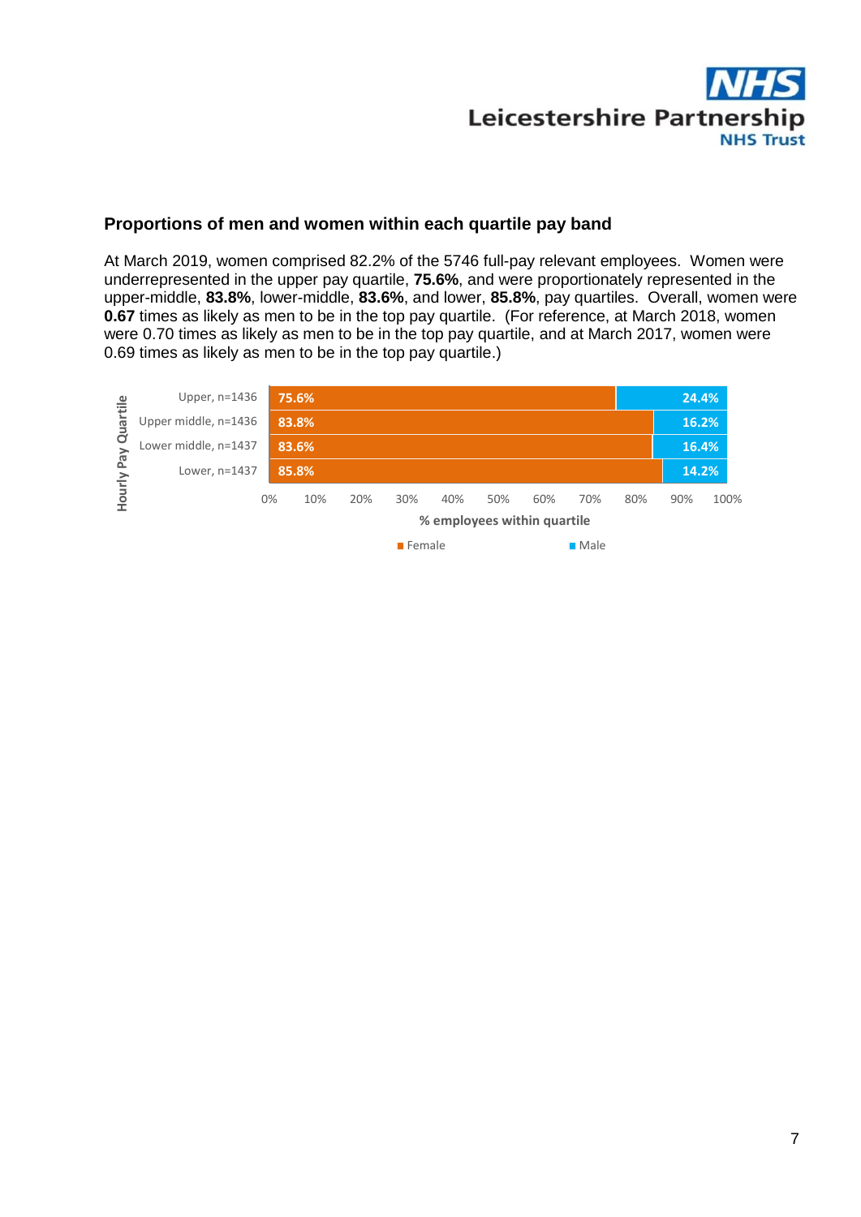## Proportions of men and women within each quartile pay band

At March 2019, women comprised 82.2% of the 5746 full-pay relevant employees. Women were underrepresented in the upper pay quartile, **75.6%**, and were proportionately represented in the upper-middle, **83.8%**, lower-middle, **83.6%**, and lower, **85.8%**, pay quartiles. Overall, women were **0.67** times as likely as men to be in the top pay quartile. (For reference, at March 2018, women were 0.70 times as likely as men to be in the top pay quartile, and at March 2017, women were 0.69 times as likely as men to be in the top pay quartile.)

| Hourly Pay Quartile | Female | Male |
|---|---|---|
| Upper, n=1436 | 75.6% | 24.4% |
| Upper middle, n=1436 | 83.8% | 16.2% |
| Lower middle, n=1437 | 83.6% | 16.4% |
| Lower, n=1437 | 85.8% | 14.2% |

% employees within quartile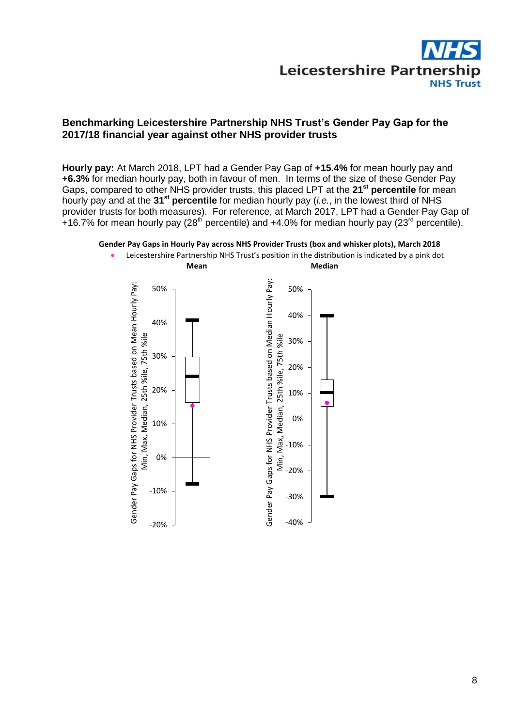## Benchmarking Leicestershire Partnership NHS Trust's Gender Pay Gap for the 2017/18 financial year against other NHS provider trusts

**Hourly pay:** At March 2018, LPT had a Gender Pay Gap of **+15.4%** for mean hourly pay and **+6.3%** for median hourly pay, both in favour of men. In terms of the size of these Gender Pay Gaps, compared to other NHS provider trusts, this placed LPT at the **21st percentile** for mean hourly pay and at the **31st percentile** for median hourly pay (*i.e.*, in the lowest third of NHS provider trusts for both measures). For reference, at March 2017, LPT had a Gender Pay Gap of +16.7% for mean hourly pay (28th percentile) and +4.0% for median hourly pay (23rd percentile).

**Gender Pay Gaps in Hourly Pay across NHS Provider Trusts (box and whisker plots), March 2018**

- Leicestershire Partnership NHS Trust's position in the distribution is indicated by a pink dot

**Mean** | **Median**

Gender Pay Gaps for NHS Provider Trusts based on Mean Hourly Pay: Min, Max, Median, 25th %ile, 75th %ile

Gender Pay Gaps for NHS Provider Trusts based on Median Hourly Pay: Min, Max, Median, 25th %ile, 75th %ile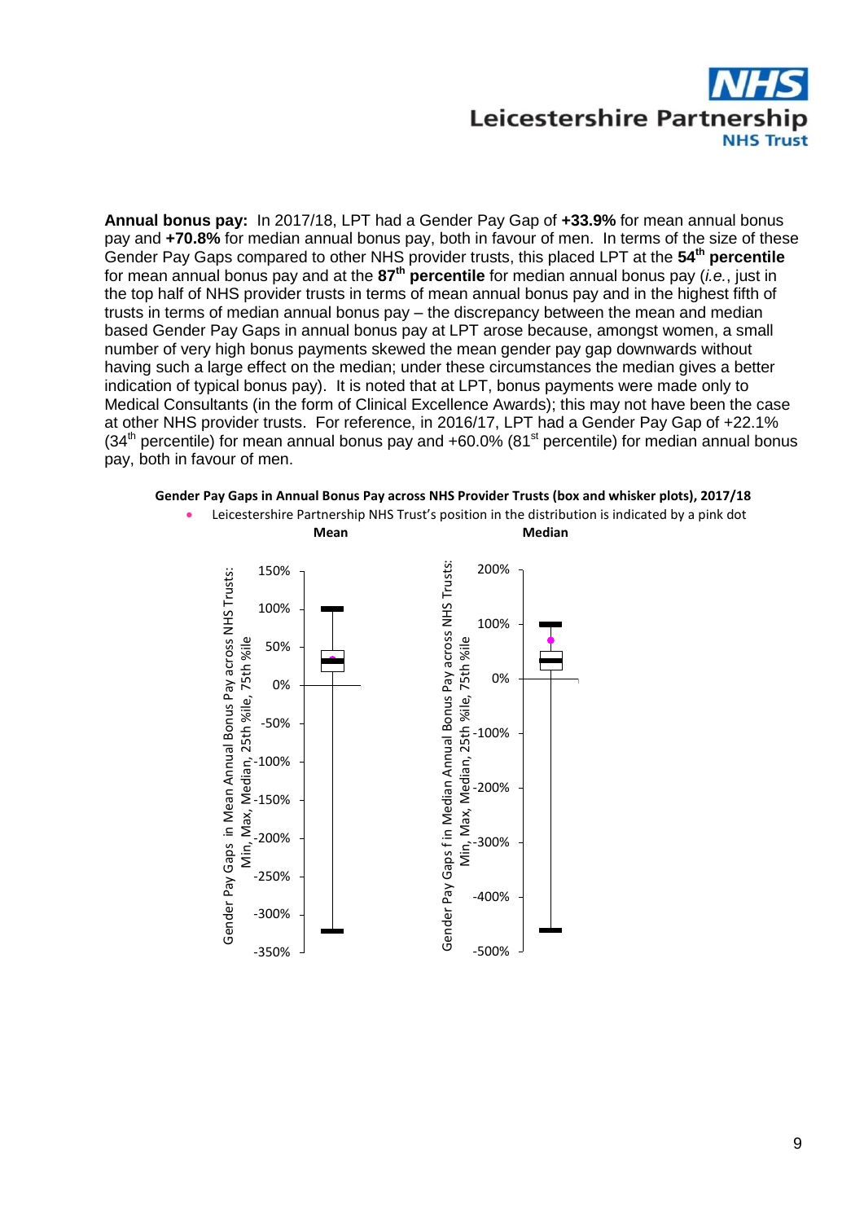**Annual bonus pay:** In 2017/18, LPT had a Gender Pay Gap of **+33.9%** for mean annual bonus pay and **+70.8%** for median annual bonus pay, both in favour of men. In terms of the size of these Gender Pay Gaps compared to other NHS provider trusts, this placed LPT at the **54th percentile** for mean annual bonus pay and at the **87th percentile** for median annual bonus pay (*i.e.*, just in the top half of NHS provider trusts in terms of mean annual bonus pay and in the highest fifth of trusts in terms of median annual bonus pay – the discrepancy between the mean and median based Gender Pay Gaps in annual bonus pay at LPT arose because, amongst women, a small number of very high bonus payments skewed the mean gender pay gap downwards without having such a large effect on the median; under these circumstances the median gives a better indication of typical bonus pay). It is noted that at LPT, bonus payments were made only to Medical Consultants (in the form of Clinical Excellence Awards); this may not have been the case at other NHS provider trusts. For reference, in 2016/17, LPT had a Gender Pay Gap of +22.1% (34th percentile) for mean annual bonus pay and +60.0% (81st percentile) for median annual bonus pay, both in favour of men.

**Gender Pay Gaps in Annual Bonus Pay across NHS Provider Trusts (box and whisker plots), 2017/18**

- Leicestershire Partnership NHS Trust's position in the distribution is indicated by a pink dot

**Mean** | **Median**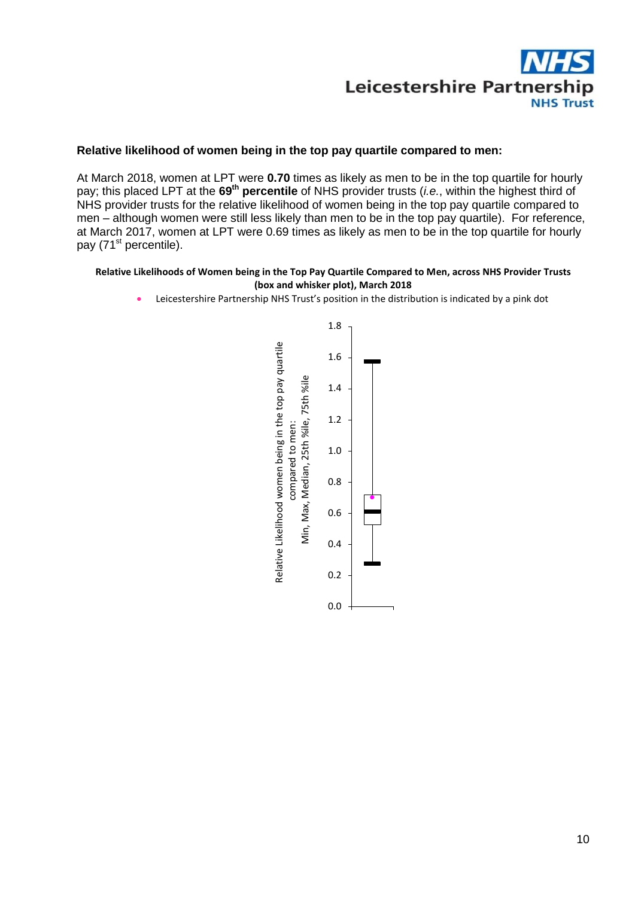**Relative likelihood of women being in the top pay quartile compared to men:**

At March 2018, women at LPT were **0.70** times as likely as men to be in the top quartile for hourly pay; this placed LPT at the **69th percentile** of NHS provider trusts (*i.e.*, within the highest third of NHS provider trusts for the relative likelihood of women being in the top pay quartile compared to men – although women were still less likely than men to be in the top pay quartile). For reference, at March 2017, women at LPT were 0.69 times as likely as men to be in the top quartile for hourly pay (71st percentile).

**Relative Likelihoods of Women being in the Top Pay Quartile Compared to Men, across NHS Provider Trusts (box and whisker plot), March 2018**

- Leicestershire Partnership NHS Trust's position in the distribution is indicated by a pink dot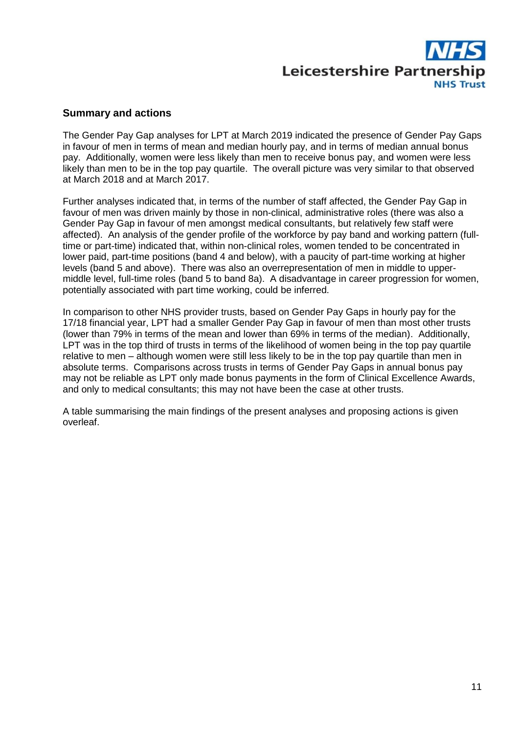## Summary and actions

The Gender Pay Gap analyses for LPT at March 2019 indicated the presence of Gender Pay Gaps in favour of men in terms of mean and median hourly pay, and in terms of median annual bonus pay. Additionally, women were less likely than men to receive bonus pay, and women were less likely than men to be in the top pay quartile. The overall picture was very similar to that observed at March 2018 and at March 2017.

Further analyses indicated that, in terms of the number of staff affected, the Gender Pay Gap in favour of men was driven mainly by those in non-clinical, administrative roles (there was also a Gender Pay Gap in favour of men amongst medical consultants, but relatively few staff were affected). An analysis of the gender profile of the workforce by pay band and working pattern (full-time or part-time) indicated that, within non-clinical roles, women tended to be concentrated in lower paid, part-time positions (band 4 and below), with a paucity of part-time working at higher levels (band 5 and above). There was also an overrepresentation of men in middle to upper-middle level, full-time roles (band 5 to band 8a). A disadvantage in career progression for women, potentially associated with part time working, could be inferred.

In comparison to other NHS provider trusts, based on Gender Pay Gaps in hourly pay for the 17/18 financial year, LPT had a smaller Gender Pay Gap in favour of men than most other trusts (lower than 79% in terms of the mean and lower than 69% in terms of the median). Additionally, LPT was in the top third of trusts in terms of the likelihood of women being in the top pay quartile relative to men – although women were still less likely to be in the top pay quartile than men in absolute terms. Comparisons across trusts in terms of Gender Pay Gaps in annual bonus pay may not be reliable as LPT only made bonus payments in the form of Clinical Excellence Awards, and only to medical consultants; this may not have been the case at other trusts.

A table summarising the main findings of the present analyses and proposing actions is given overleaf.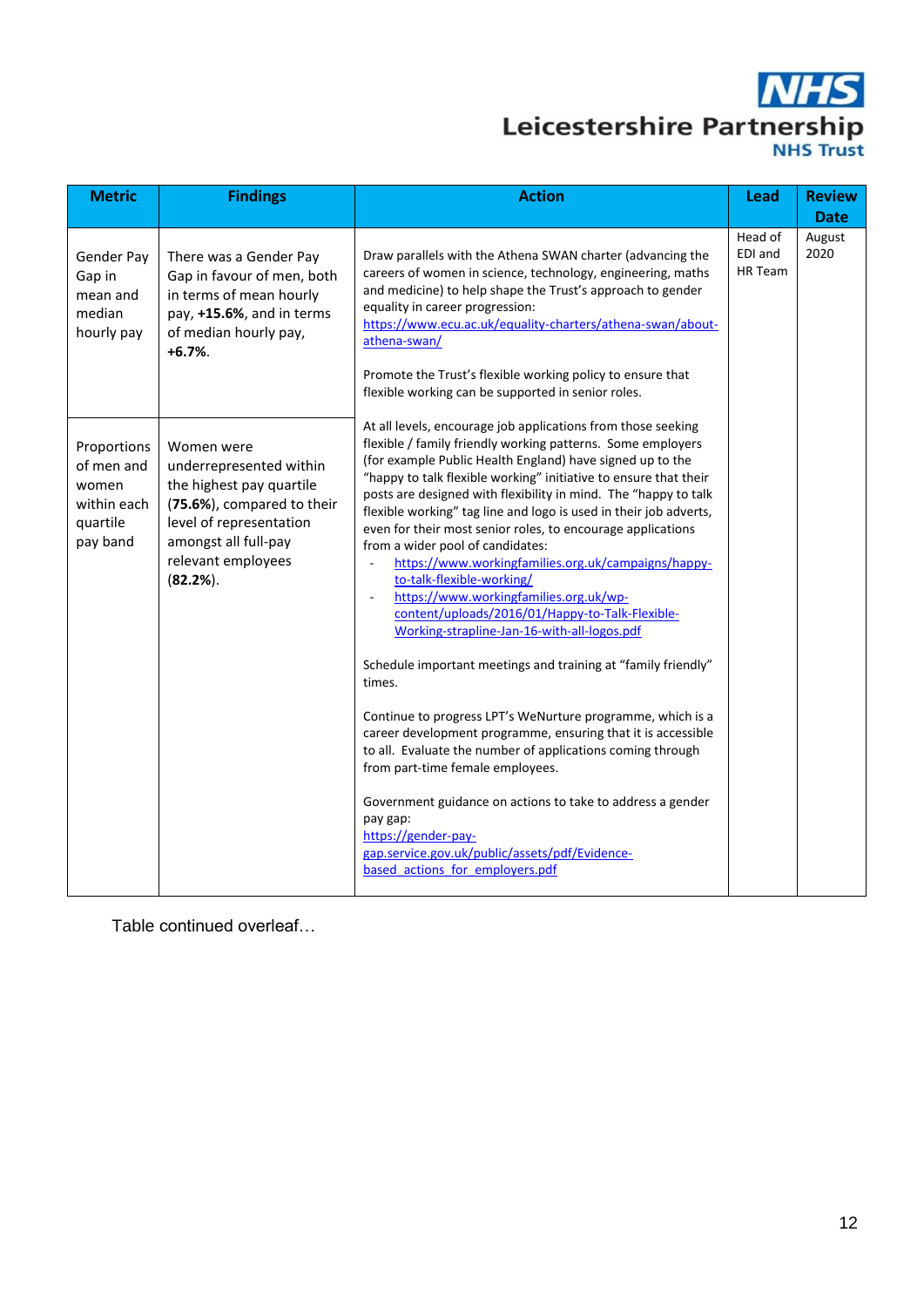| Metric | Findings | Action | Lead | Review Date |
|---|---|---|---|---|
| Gender Pay Gap in mean and median hourly pay | There was a Gender Pay Gap in favour of men, both in terms of mean hourly pay, **+15.6%**, and in terms of median hourly pay, **+6.7%**. | Draw parallels with the Athena SWAN charter (advancing the careers of women in science, technology, engineering, maths and medicine) to help shape the Trust's approach to gender equality in career progression: https://www.ecu.ac.uk/equality-charters/athena-swan/about-athena-swan/<br><br>Promote the Trust's flexible working policy to ensure that flexible working can be supported in senior roles.<br><br>At all levels, encourage job applications from those seeking flexible / family friendly working patterns. Some employers (for example Public Health England) have signed up to the "happy to talk flexible working" initiative to ensure that their posts are designed with flexibility in mind. The "happy to talk flexible working" tag line and logo is used in their job adverts, even for their most senior roles, to encourage applications from a wider pool of candidates:<br>- https://www.workingfamilies.org.uk/campaigns/happy-to-talk-flexible-working/<br>- https://www.workingfamilies.org.uk/wp-content/uploads/2016/01/Happy-to-Talk-Flexible-Working-strapline-Jan-16-with-all-logos.pdf<br><br>Schedule important meetings and training at "family friendly" times.<br><br>Continue to progress LPT's WeNurture programme, which is a career development programme, ensuring that it is accessible to all. Evaluate the number of applications coming through from part-time female employees.<br><br>Government guidance on actions to take to address a gender pay gap:<br>https://gender-pay-gap.service.gov.uk/public/assets/pdf/Evidence-based_actions_for_employers.pdf | Head of EDI and HR Team | August 2020 |
| Proportions of men and women within each quartile pay band | Women were underrepresented within the highest pay quartile (**75.6%**), compared to their level of representation amongst all full-pay relevant employees (**82.2%**). | | | |

Table continued overleaf…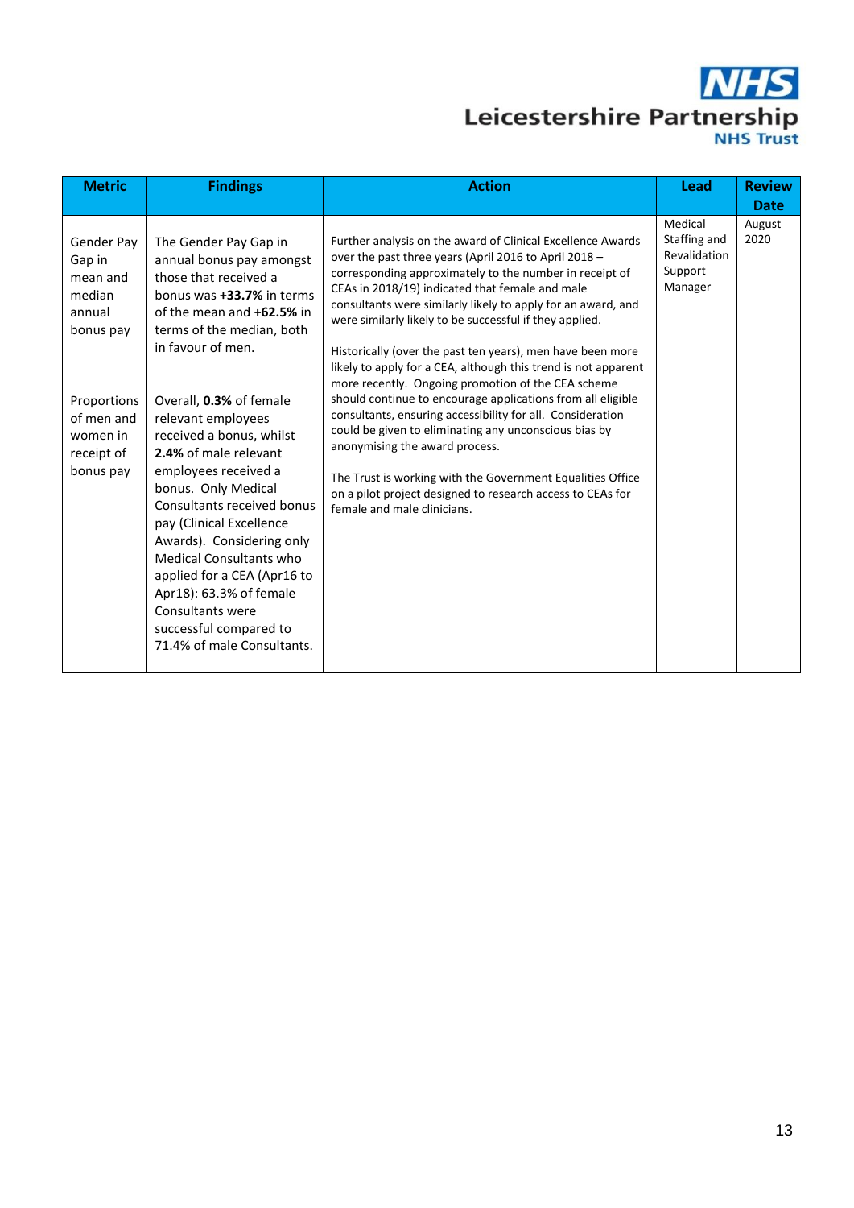| Metric | Findings | Action | Lead | Review Date |
|---|---|---|---|---|
| Gender Pay Gap in mean and median annual bonus pay | The Gender Pay Gap in annual bonus pay amongst those that received a bonus was **+33.7%** in terms of the mean and **+62.5%** in terms of the median, both in favour of men. | Further analysis on the award of Clinical Excellence Awards over the past three years (April 2016 to April 2018 – corresponding approximately to the number in receipt of CEAs in 2018/19) indicated that female and male consultants were similarly likely to apply for an award, and were similarly likely to be successful if they applied.<br><br>Historically (over the past ten years), men have been more likely to apply for a CEA, although this trend is not apparent more recently. Ongoing promotion of the CEA scheme should continue to encourage applications from all eligible consultants, ensuring accessibility for all. Consideration could be given to eliminating any unconscious bias by anonymising the award process.<br><br>The Trust is working with the Government Equalities Office on a pilot project designed to research access to CEAs for female and male clinicians. | Medical Staffing and Revalidation Support Manager | August 2020 |
| Proportions of men and women in receipt of bonus pay | Overall, **0.3%** of female relevant employees received a bonus, whilst **2.4%** of male relevant employees received a bonus. Only Medical Consultants received bonus pay (Clinical Excellence Awards). Considering only Medical Consultants who applied for a CEA (Apr16 to Apr18): 63.3% of female Consultants were successful compared to 71.4% of male Consultants. | | | |